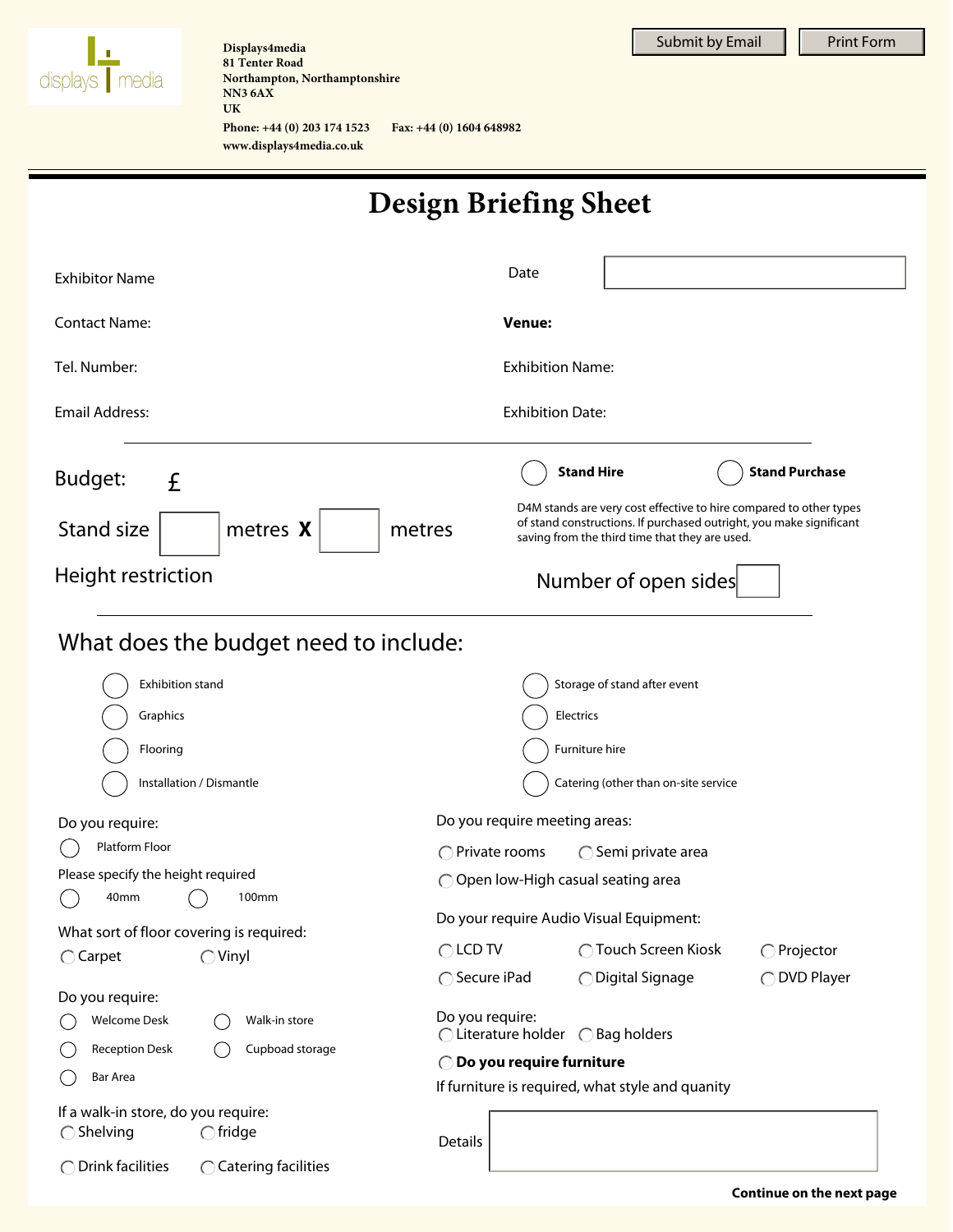Displays4media
81 Tenter Road
Northampton, Northamptonshire
NN3 6AX
UK

Phone: +44 (0) 203 174 1523 Fax: +44 (0) 1604 648982
www.displays4media.co.uk

Submit by Email | Print Form

# Design Briefing Sheet

Exhibitor Name

Contact Name:

Tel. Number:

Email Address:

Date

**Venue:**

Exhibition Name:

Exhibition Date:

---

Budget: £

Stand size ☐ metres **X** ☐ metres

Height restriction

○ **Stand Hire** ○ **Stand Purchase**

D4M stands are very cost effective to hire compared to other types of stand constructions. If purchased outright, you make significant saving from the third time that they are used.

Number of open sides ☐

---

## What does the budget need to include:

- ○ Exhibition stand
- ○ Graphics
- ○ Flooring
- ○ Installation / Dismantle
- ○ Storage of stand after event
- ○ Electrics
- ○ Furniture hire
- ○ Catering (other than on-site service

Do you require:

○ Platform Floor

Please specify the height required

○ 40mm ○ 100mm

What sort of floor covering is required:

○ Carpet ○ Vinyl

Do you require:

- ○ Welcome Desk
- ○ Reception Desk
- ○ Bar Area
- ○ Walk-in store
- ○ Cupboad storage

If a walk-in store, do you require:

○ Shelving ○ fridge

○ Drink facilities ○ Catering facilities

Do you require meeting areas:

○ Private rooms ○ Semi private area

○ Open low-High casual seating area

Do your require Audio Visual Equipment:

○ LCD TV ○ Touch Screen Kiosk ○ Projector

○ Secure iPad ○ Digital Signage ○ DVD Player

Do you require:

○ Literature holder ○ Bag holders

○ **Do you require furniture**

If furniture is required, what style and quanity

Details

**Continue on the next page**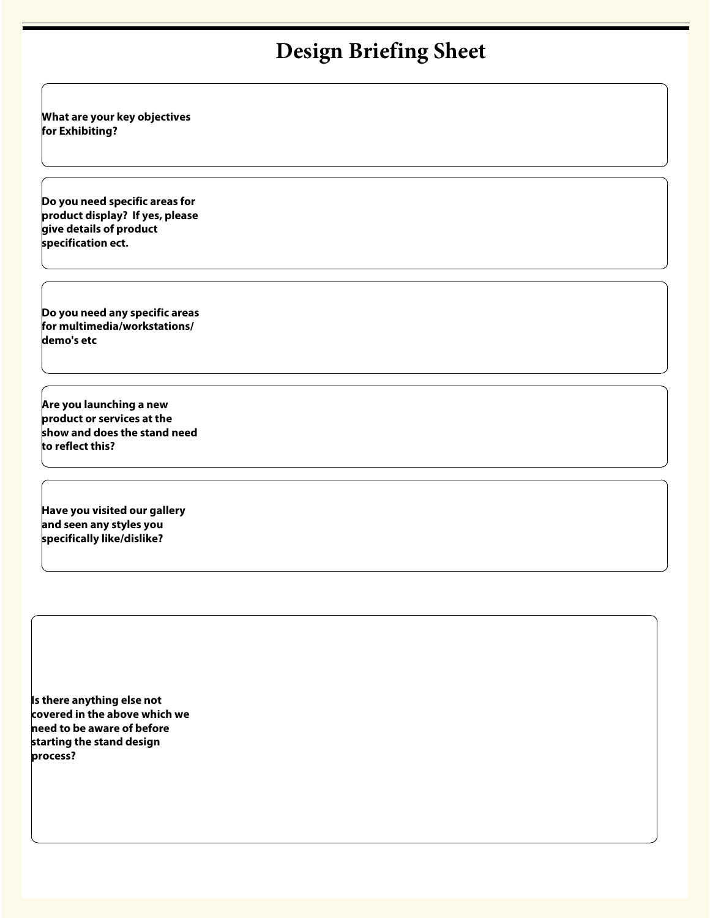# Design Briefing Sheet

**What are your key objectives for Exhibiting?**

**Do you need specific areas for product display? If yes, please give details of product specification ect.**

**Do you need any specific areas for multimedia/workstations/demo's etc**

**Are you launching a new product or services at the show and does the stand need to reflect this?**

**Have you visited our gallery and seen any styles you specifically like/dislike?**

**Is there anything else not covered in the above which we need to be aware of before starting the stand design process?**